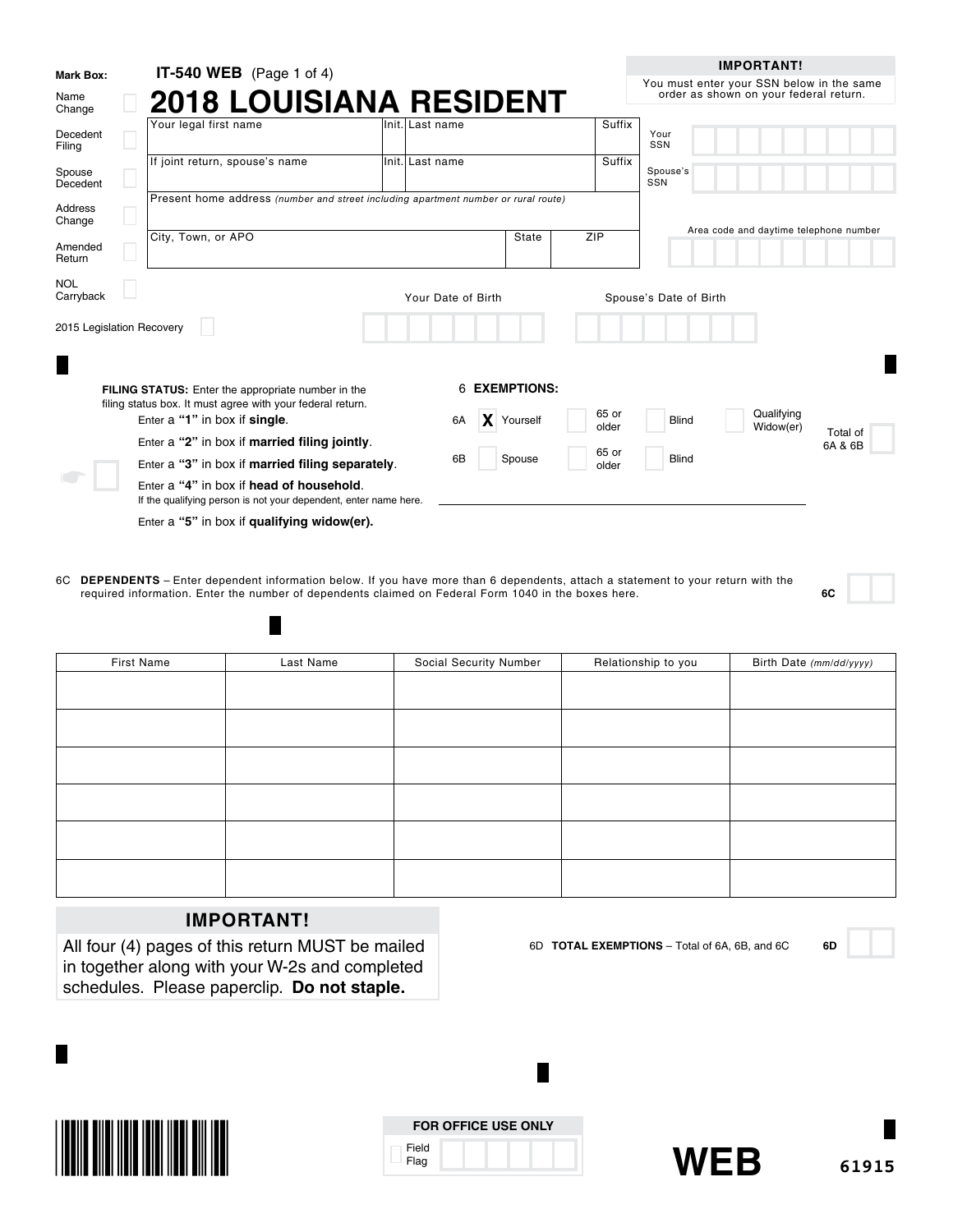**IT-540 WEB** (Page 1 of 4)

# 2018 LOUISIANA RESIDENT

**IMPORTANT!**
You must enter your SSN below in the same order as shown on your federal return.

**Mark Box:**

- Name Change ☐
- Decedent Filing ☐
- Spouse Decedent ☐
- Address Change ☐
- Amended Return ☐
- NOL Carryback ☐
- 2015 Legislation Recovery ☐

| Your legal first name | Init. | Last name | Suffix |
|---|---|---|---|
| If joint return, spouse's name | Init. | Last name | Suffix |

Present home address *(number and street including apartment number or rural route)*

| City, Town, or APO | State | ZIP |
|---|---|---|

Your SSN

Spouse's SSN

Area code and daytime telephone number

Your Date of Birth

Spouse's Date of Birth

**FILING STATUS:** Enter the appropriate number in the filing status box. It must agree with your federal return.

- Enter a **"1"** in box if **single**.
- Enter a **"2"** in box if **married filing jointly**.
- Enter a **"3"** in box if **married filing separately**.
- Enter a **"4"** in box if **head of household**.
  If the qualifying person is not your dependent, enter name here.
- Enter a **"5"** in box if **qualifying widow(er).**

6 **EXEMPTIONS:**

- 6A [X] Yourself ☐ 65 or older ☐ Blind ☐ Qualifying Widow(er)
- 6B ☐ Spouse ☐ 65 or older ☐ Blind

Total of 6A & 6B

6C **DEPENDENTS** – Enter dependent information below. If you have more than 6 dependents, attach a statement to your return with the required information. Enter the number of dependents claimed on Federal Form 1040 in the boxes here. **6C**

| First Name | Last Name | Social Security Number | Relationship to you | Birth Date *(mm/dd/yyyy)* |
|---|---|---|---|---|
| | | | | |
| | | | | |
| | | | | |
| | | | | |
| | | | | |
| | | | | |

**IMPORTANT!**
All four (4) pages of this return MUST be mailed in together along with your W-2s and completed schedules. Please paperclip. **Do not staple.**

6D **TOTAL EXEMPTIONS** – Total of 6A, 6B, and 6C **6D**

**FOR OFFICE USE ONLY**
Field Flag

**WEB** 61915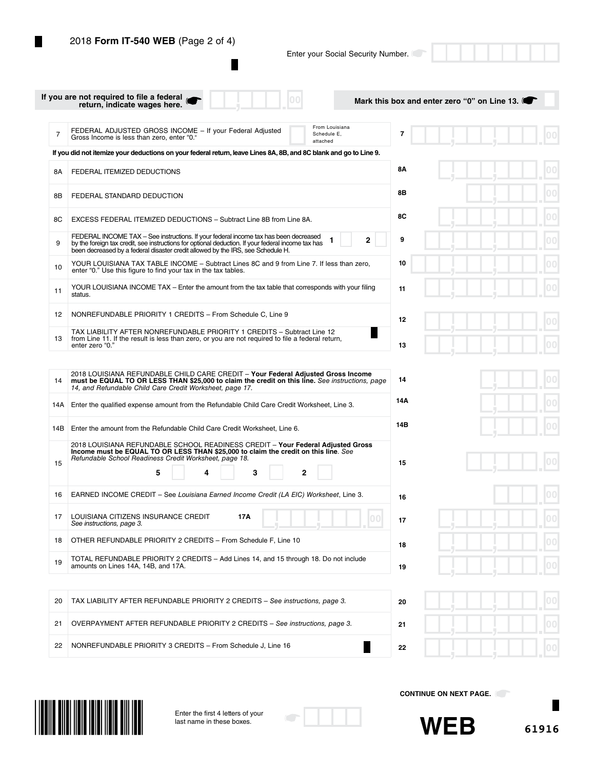## 2018 Form IT-540 WEB (Page 2 of 4)

Enter your Social Security Number.

If you are not required to file a federal return, indicate wages here. ___ .00

Mark this box and enter zero "0" on Line 13.

| Line | Description | | Amount |
|---|---|---|---|
| 7 | FEDERAL ADJUSTED GROSS INCOME – If your Federal Adjusted Gross Income is less than zero, enter "0." | From Louisiana Schedule E, attached | 7 .00 |

**If you did not itemize your deductions on your federal return, leave Lines 8A, 8B, and 8C blank and go to Line 9.**

| Line | Description | Amount |
|---|---|---|
| 8A | FEDERAL ITEMIZED DEDUCTIONS | 8A .00 |
| 8B | FEDERAL STANDARD DEDUCTION | 8B .00 |
| 8C | EXCESS FEDERAL ITEMIZED DEDUCTIONS – Subtract Line 8B from Line 8A. | 8C .00 |
| 9 | FEDERAL INCOME TAX – See instructions. If your federal income tax has been decreased by the foreign tax credit, see instructions for optional deduction. If your federal income tax has been decreased by a federal disaster credit allowed by the IRS, see Schedule H. 1 ☐ 2 ☐ | 9 .00 |
| 10 | YOUR LOUISIANA TAX TABLE INCOME – Subtract Lines 8C and 9 from Line 7. If less than zero, enter "0." Use this figure to find your tax in the tax tables. | 10 .00 |
| 11 | YOUR LOUISIANA INCOME TAX – Enter the amount from the tax table that corresponds with your filing status. | 11 .00 |
| 12 | NONREFUNDABLE PRIORITY 1 CREDITS – From Schedule C, Line 9 | 12 .00 |
| 13 | TAX LIABILITY AFTER NONREFUNDABLE PRIORITY 1 CREDITS – Subtract Line 12 from Line 11. If the result is less than zero, or you are not required to file a federal return, enter zero "0." | 13 .00 |

| Line | Description | Amount |
|---|---|---|
| 14 | 2018 LOUISIANA REFUNDABLE CHILD CARE CREDIT – **Your Federal Adjusted Gross Income must be EQUAL TO OR LESS THAN $25,000 to claim the credit on this line.** *See instructions, page 14, and Refundable Child Care Credit Worksheet, page 17.* | 14 .00 |
| 14A | Enter the qualified expense amount from the Refundable Child Care Credit Worksheet, Line 3. | 14A .00 |
| 14B | Enter the amount from the Refundable Child Care Credit Worksheet, Line 6. | 14B .00 |
| 15 | 2018 LOUISIANA REFUNDABLE SCHOOL READINESS CREDIT – **Your Federal Adjusted Gross Income must be EQUAL TO OR LESS THAN $25,000 to claim the credit on this line**. *See Refundable School Readiness Credit Worksheet, page 18.* 5 ☐ 4 ☐ 3 ☐ 2 ☐ | 15 .00 |
| 16 | EARNED INCOME CREDIT – See *Louisiana Earned Income Credit (LA EIC) Worksheet*, Line 3. | 16 .00 |
| 17 | LOUISIANA CITIZENS INSURANCE CREDIT *See instructions, page 3.* 17A ___ .00 | 17 .00 |
| 18 | OTHER REFUNDABLE PRIORITY 2 CREDITS – From Schedule F, Line 10 | 18 .00 |
| 19 | TOTAL REFUNDABLE PRIORITY 2 CREDITS – Add Lines 14, and 15 through 18. Do not include amounts on Lines 14A, 14B, and 17A. | 19 .00 |

| Line | Description | Amount |
|---|---|---|
| 20 | TAX LIABILITY AFTER REFUNDABLE PRIORITY 2 CREDITS – *See instructions, page 3.* | 20 .00 |
| 21 | OVERPAYMENT AFTER REFUNDABLE PRIORITY 2 CREDITS – *See instructions, page 3.* | 21 .00 |
| 22 | NONREFUNDABLE PRIORITY 3 CREDITS – From Schedule J, Line 16 | 22 .00 |

**CONTINUE ON NEXT PAGE.**

Enter the first 4 letters of your last name in these boxes.

**WEB** 61916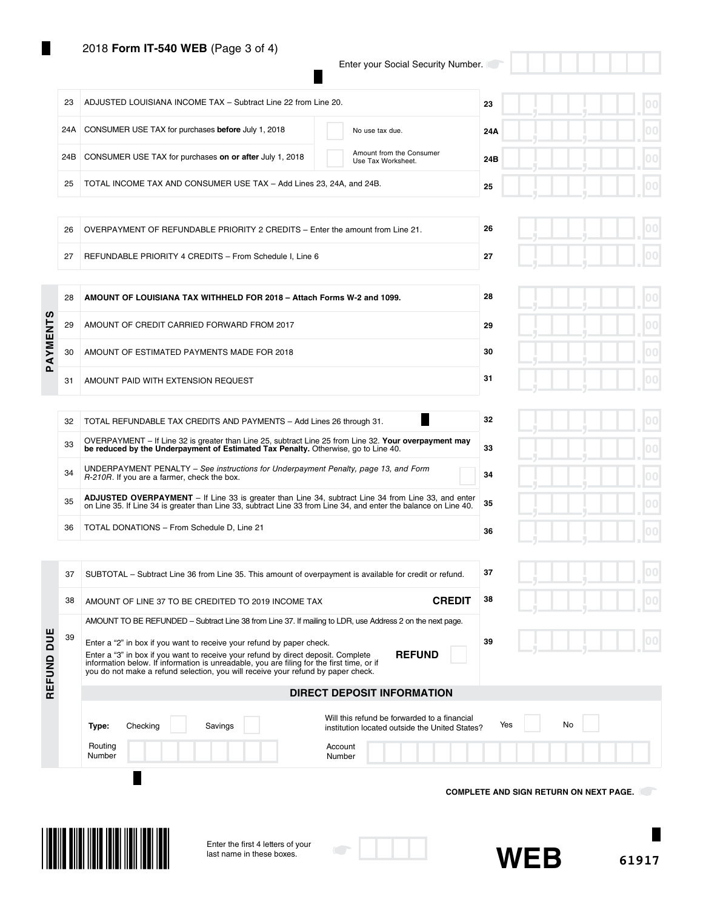# 2018 **Form IT-540 WEB** (Page 3 of 4)

Enter your Social Security Number.

| Line | Description | | Line | Amount |
|---|---|---|---|---|
| 23 | ADJUSTED LOUISIANA INCOME TAX – Subtract Line 22 from Line 20. | | 23 | .00 |
| 24A | CONSUMER USE TAX for purchases **before** July 1, 2018 | ☐ No use tax due. | 24A | .00 |
| 24B | CONSUMER USE TAX for purchases **on or after** July 1, 2018 | ☐ Amount from the Consumer Use Tax Worksheet. | 24B | .00 |
| 25 | TOTAL INCOME TAX AND CONSUMER USE TAX – Add Lines 23, 24A, and 24B. | | 25 | .00 |

| Line | Description | Line | Amount |
|---|---|---|---|
| 26 | OVERPAYMENT OF REFUNDABLE PRIORITY 2 CREDITS – Enter the amount from Line 21. | 26 | .00 |
| 27 | REFUNDABLE PRIORITY 4 CREDITS – From Schedule I, Line 6 | 27 | .00 |

**PAYMENTS**

| Line | Description | Line | Amount |
|---|---|---|---|
| 28 | **AMOUNT OF LOUISIANA TAX WITHHELD FOR 2018 – Attach Forms W-2 and 1099.** | 28 | .00 |
| 29 | AMOUNT OF CREDIT CARRIED FORWARD FROM 2017 | 29 | .00 |
| 30 | AMOUNT OF ESTIMATED PAYMENTS MADE FOR 2018 | 30 | .00 |
| 31 | AMOUNT PAID WITH EXTENSION REQUEST | 31 | .00 |

| Line | Description | Line | Amount |
|---|---|---|---|
| 32 | TOTAL REFUNDABLE TAX CREDITS AND PAYMENTS – Add Lines 26 through 31. | 32 | .00 |
| 33 | OVERPAYMENT – If Line 32 is greater than Line 25, subtract Line 25 from Line 32. **Your overpayment may be reduced by the Underpayment of Estimated Tax Penalty.** Otherwise, go to Line 40. | 33 | .00 |
| 34 | UNDERPAYMENT PENALTY – *See instructions for Underpayment Penalty, page 13, and Form R-210R*. If you are a farmer, check the box. ☐ | 34 | .00 |
| 35 | **ADJUSTED OVERPAYMENT** – If Line 33 is greater than Line 34, subtract Line 34 from Line 33, and enter on Line 35. If Line 34 is greater than Line 33, subtract Line 33 from Line 34, and enter the balance on Line 40. | 35 | .00 |
| 36 | TOTAL DONATIONS – From Schedule D, Line 21 | 36 | .00 |

**REFUND DUE**

| Line | Description | Line | Amount |
|---|---|---|---|
| 37 | SUBTOTAL – Subtract Line 36 from Line 35. This amount of overpayment is available for credit or refund. | 37 | .00 |
| 38 | AMOUNT OF LINE 37 TO BE CREDITED TO 2019 INCOME TAX **CREDIT** | 38 | .00 |
| 39 | AMOUNT TO BE REFUNDED – Subtract Line 38 from Line 37. If mailing to LDR, use Address 2 on the next page. Enter a "2" in box if you want to receive your refund by paper check. Enter a "3" in box if you want to receive your refund by direct deposit. Complete information below. If information is unreadable, you are filing for the first time, or if you do not make a refund selection, you will receive your refund by paper check. **REFUND** ☐ | 39 | .00 |

**DIRECT DEPOSIT INFORMATION**

**Type:** Checking ☐ Savings ☐

Will this refund be forwarded to a financial institution located outside the United States? Yes ☐ No ☐

Routing Number: ___________

Account Number: ___________

**COMPLETE AND SIGN RETURN ON NEXT PAGE.**

Enter the first 4 letters of your last name in these boxes.

**WEB** 61917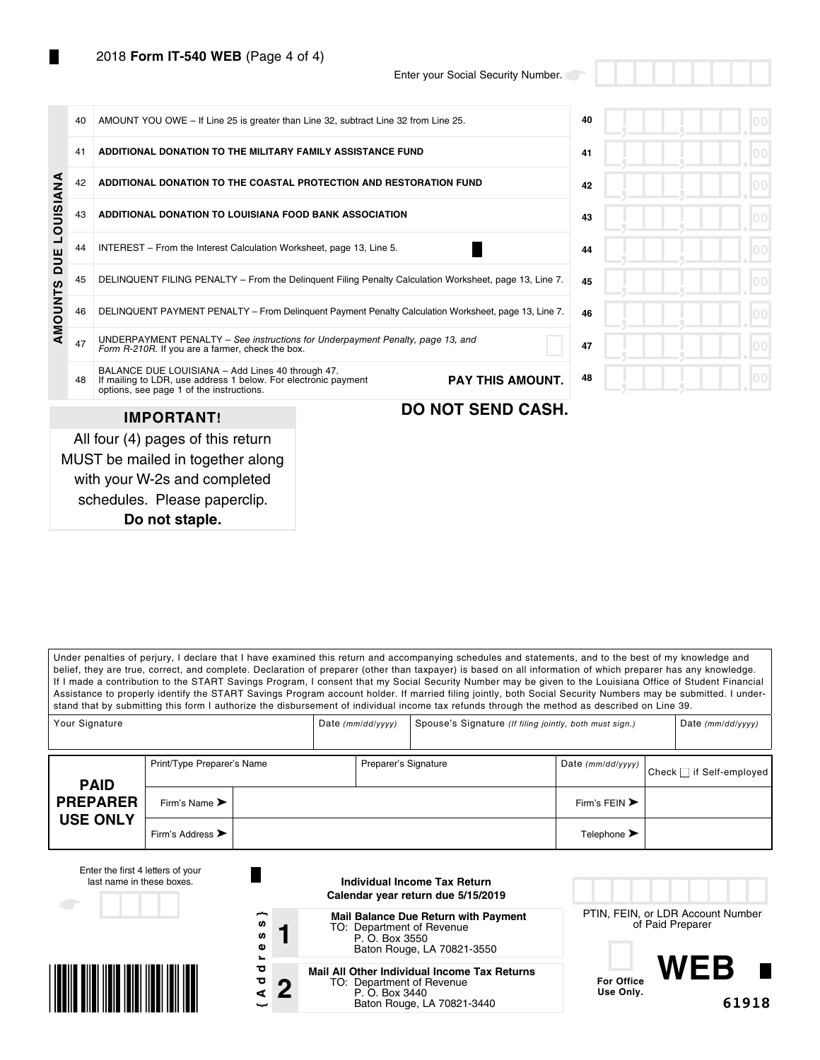2018 **Form IT-540 WEB** (Page 4 of 4)

Enter your Social Security Number.

## AMOUNTS DUE LOUISIANA

| Line | Description | Line | Amount |
|---|---|---|---|
| 40 | AMOUNT YOU OWE – If Line 25 is greater than Line 32, subtract Line 32 from Line 25. | 40 | 00 |
| 41 | **ADDITIONAL DONATION TO THE MILITARY FAMILY ASSISTANCE FUND** | 41 | 00 |
| 42 | **ADDITIONAL DONATION TO THE COASTAL PROTECTION AND RESTORATION FUND** | 42 | 00 |
| 43 | **ADDITIONAL DONATION TO LOUISIANA FOOD BANK ASSOCIATION** | 43 | 00 |
| 44 | INTEREST – From the Interest Calculation Worksheet, page 13, Line 5. | 44 | 00 |
| 45 | DELINQUENT FILING PENALTY – From the Delinquent Filing Penalty Calculation Worksheet, page 13, Line 7. | 45 | 00 |
| 46 | DELINQUENT PAYMENT PENALTY – From Delinquent Payment Penalty Calculation Worksheet, page 13, Line 7. | 46 | 00 |
| 47 | UNDERPAYMENT PENALTY – *See instructions for Underpayment Penalty, page 13, and Form R-210R.* If you are a farmer, check the box. ☐ | 47 | 00 |
| 48 | BALANCE DUE LOUISIANA – Add Lines 40 through 47. If mailing to LDR, use address 1 below. For electronic payment options, see page 1 of the instructions. **PAY THIS AMOUNT.** | 48 | 00 |

**DO NOT SEND CASH.**

**IMPORTANT!**

All four (4) pages of this return MUST be mailed in together along with your W-2s and completed schedules. Please paperclip. **Do not staple.**

Under penalties of perjury, I declare that I have examined this return and accompanying schedules and statements, and to the best of my knowledge and belief, they are true, correct, and complete. Declaration of preparer (other than taxpayer) is based on all information of which preparer has any knowledge. If I made a contribution to the START Savings Program, I consent that my Social Security Number may be given to the Louisiana Office of Student Financial Assistance to properly identify the START Savings Program account holder. If married filing jointly, both Social Security Numbers may be submitted. I understand that by submitting this form I authorize the disbursement of individual income tax refunds through the method as described on Line 39.

| Your Signature | Date *(mm/dd/yyyy)* | Spouse's Signature *(If filing jointly, both must sign.)* | Date *(mm/dd/yyyy)* |
|---|---|---|---|
| | | | |

| **PAID PREPARER USE ONLY** | | | |
|---|---|---|---|
| Print/Type Preparer's Name | Preparer's Signature | Date *(mm/dd/yyyy)* | Check ☐ if Self-employed |
| Firm's Name ➤ | | Firm's FEIN ➤ | |
| Firm's Address ➤ | | Telephone ➤ | |

Enter the first 4 letters of your last name in these boxes.

**Individual Income Tax Return**
**Calendar year return due 5/15/2019**

{Address}

**1** **Mail Balance Due Return with Payment**
TO: Department of Revenue
P. O. Box 3550
Baton Rouge, LA 70821-3550

**2** **Mail All Other Individual Income Tax Returns**
TO: Department of Revenue
P. O. Box 3440
Baton Rouge, LA 70821-3440

PTIN, FEIN, or LDR Account Number of Paid Preparer

**For Office Use Only.**

**WEB**

61918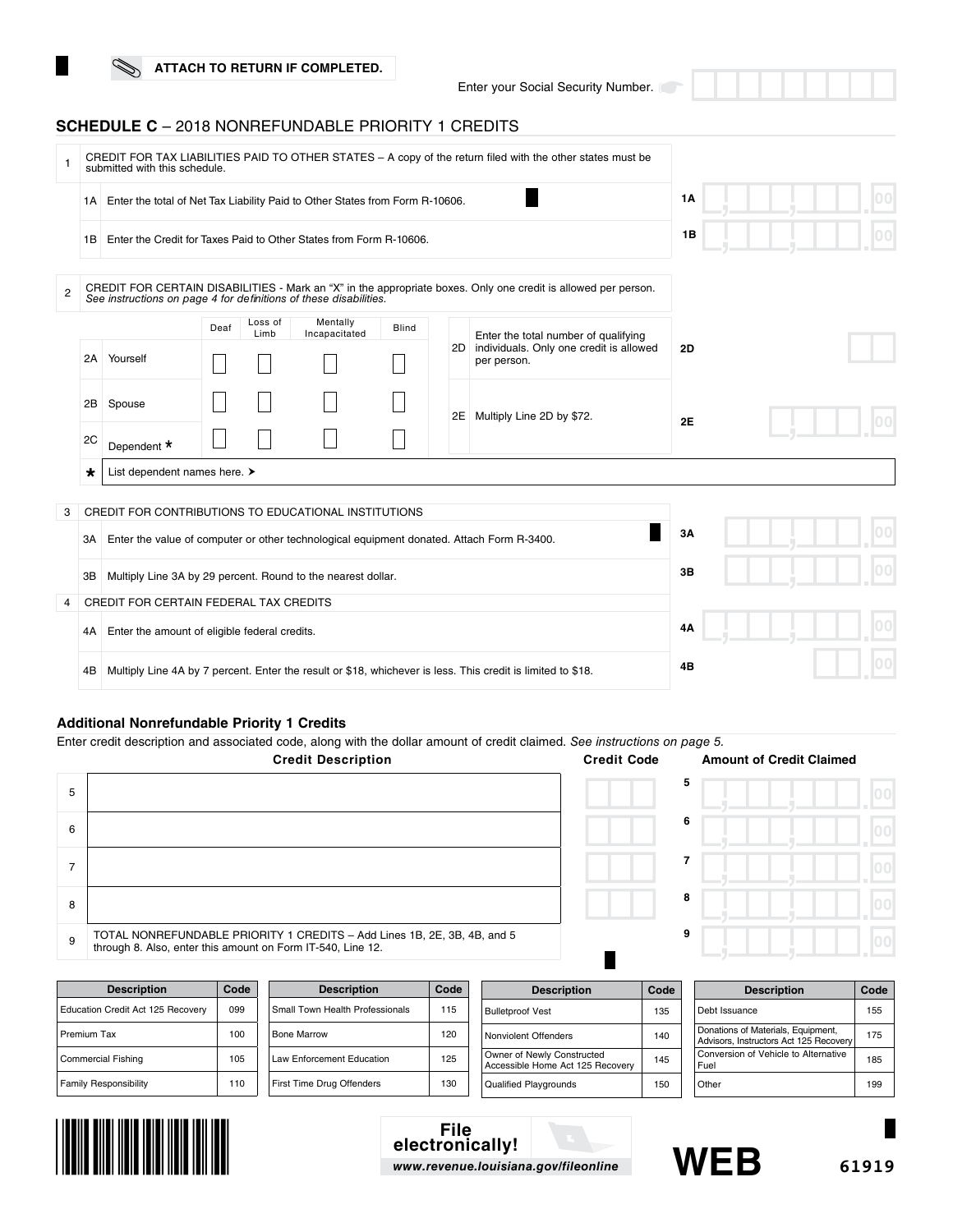ATTACH TO RETURN IF COMPLETED.

Enter your Social Security Number.

## SCHEDULE C – 2018 NONREFUNDABLE PRIORITY 1 CREDITS

**1** CREDIT FOR TAX LIABILITIES PAID TO OTHER STATES – A copy of the return filed with the other states must be submitted with this schedule.

1A Enter the total of Net Tax Liability Paid to Other States from Form R-10606. **1A** .00

1B Enter the Credit for Taxes Paid to Other States from Form R-10606. **1B** .00

**2** CREDIT FOR CERTAIN DISABILITIES - Mark an "X" in the appropriate boxes. Only one credit is allowed per person. *See instructions on page 4 for definitions of these disabilities.*

| | Deaf | Loss of Limb | Mentally Incapacitated | Blind |
|---|---|---|---|---|
| 2A Yourself | ☐ | ☐ | ☐ | ☐ |
| 2B Spouse | ☐ | ☐ | ☐ | ☐ |
| 2C Dependent * | ☐ | ☐ | ☐ | ☐ |

2D Enter the total number of qualifying individuals. Only one credit is allowed per person. **2D**

2E Multiply Line 2D by $72. **2E** .00

\* List dependent names here. ➤

**3** CREDIT FOR CONTRIBUTIONS TO EDUCATIONAL INSTITUTIONS

3A Enter the value of computer or other technological equipment donated. Attach Form R-3400. **3A** .00

3B Multiply Line 3A by 29 percent. Round to the nearest dollar. **3B** .00

**4** CREDIT FOR CERTAIN FEDERAL TAX CREDITS

4A Enter the amount of eligible federal credits. **4A** .00

4B Multiply Line 4A by 7 percent. Enter the result or $18, whichever is less. This credit is limited to $18. **4B** .00

### Additional Nonrefundable Priority 1 Credits

Enter credit description and associated code, along with the dollar amount of credit claimed. *See instructions on page 5.*

| | Credit Description | Credit Code | Amount of Credit Claimed |
|---|---|---|---|
| 5 | | | 5 .00 |
| 6 | | | 6 .00 |
| 7 | | | 7 .00 |
| 8 | | | 8 .00 |
| 9 | TOTAL NONREFUNDABLE PRIORITY 1 CREDITS – Add Lines 1B, 2E, 3B, 4B, and 5 through 8. Also, enter this amount on Form IT-540, Line 12. | | 9 .00 |

| Description | Code | Description | Code | Description | Code | Description | Code |
|---|---|---|---|---|---|---|---|
| Education Credit Act 125 Recovery | 099 | Small Town Health Professionals | 115 | Bulletproof Vest | 135 | Debt Issuance | 155 |
| Premium Tax | 100 | Bone Marrow | 120 | Nonviolent Offenders | 140 | Donations of Materials, Equipment, Advisors, Instructors Act 125 Recovery | 175 |
| Commercial Fishing | 105 | Law Enforcement Education | 125 | Owner of Newly Constructed Accessible Home Act 125 Recovery | 145 | Conversion of Vehicle to Alternative Fuel | 185 |
| Family Responsibility | 110 | First Time Drug Offenders | 130 | Qualified Playgrounds | 150 | Other | 199 |

File electronically!
www.revenue.louisiana.gov/fileonline

WEB

61919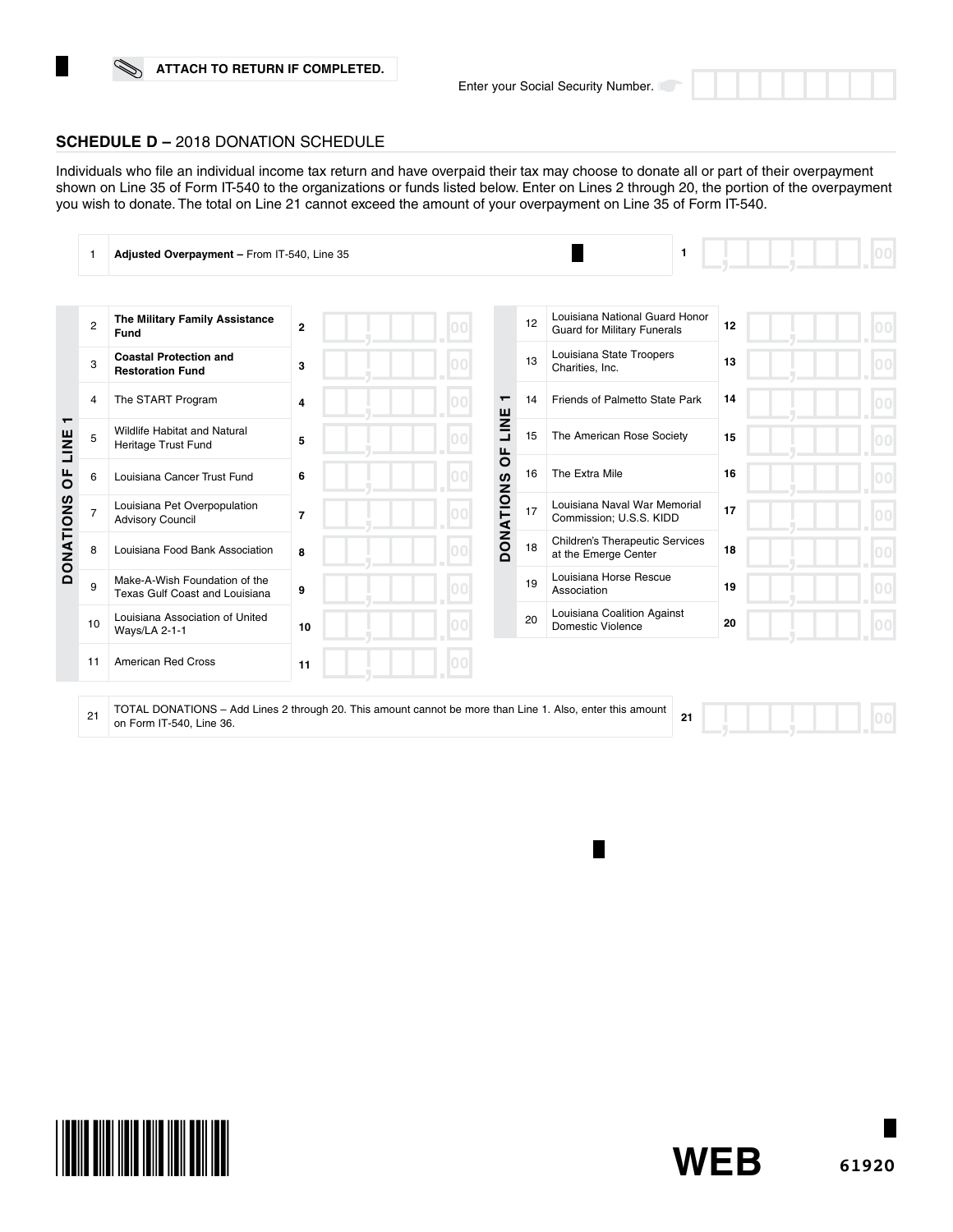ATTACH TO RETURN IF COMPLETED.

Enter your Social Security Number.

## SCHEDULE D – 2018 DONATION SCHEDULE

Individuals who file an individual income tax return and have overpaid their tax may choose to donate all or part of their overpayment shown on Line 35 of Form IT-540 to the organizations or funds listed below. Enter on Lines 2 through 20, the portion of the overpayment you wish to donate. The total on Line 21 cannot exceed the amount of your overpayment on Line 35 of Form IT-540.

| | | | |
|---|---|---|---|
| 1 | **Adjusted Overpayment –** From IT-540, Line 35 | 1 | .00 |

**DONATIONS OF LINE 1**

| | | | |
|---|---|---|---|
| 2 | **The Military Family Assistance Fund** | 2 | .00 |
| 3 | **Coastal Protection and Restoration Fund** | 3 | .00 |
| 4 | The START Program | 4 | .00 |
| 5 | Wildlife Habitat and Natural Heritage Trust Fund | 5 | .00 |
| 6 | Louisiana Cancer Trust Fund | 6 | .00 |
| 7 | Louisiana Pet Overpopulation Advisory Council | 7 | .00 |
| 8 | Louisiana Food Bank Association | 8 | .00 |
| 9 | Make-A-Wish Foundation of the Texas Gulf Coast and Louisiana | 9 | .00 |
| 10 | Louisiana Association of United Ways/LA 2-1-1 | 10 | .00 |
| 11 | American Red Cross | 11 | .00 |
| 12 | Louisiana National Guard Honor Guard for Military Funerals | 12 | .00 |
| 13 | Louisiana State Troopers Charities, Inc. | 13 | .00 |
| 14 | Friends of Palmetto State Park | 14 | .00 |
| 15 | The American Rose Society | 15 | .00 |
| 16 | The Extra Mile | 16 | .00 |
| 17 | Louisiana Naval War Memorial Commission; U.S.S. KIDD | 17 | .00 |
| 18 | Children's Therapeutic Services at the Emerge Center | 18 | .00 |
| 19 | Louisiana Horse Rescue Association | 19 | .00 |
| 20 | Louisiana Coalition Against Domestic Violence | 20 | .00 |

| | | | |
|---|---|---|---|
| 21 | TOTAL DONATIONS – Add Lines 2 through 20. This amount cannot be more than Line 1. Also, enter this amount on Form IT-540, Line 36. | 21 | .00 |

WEB 61920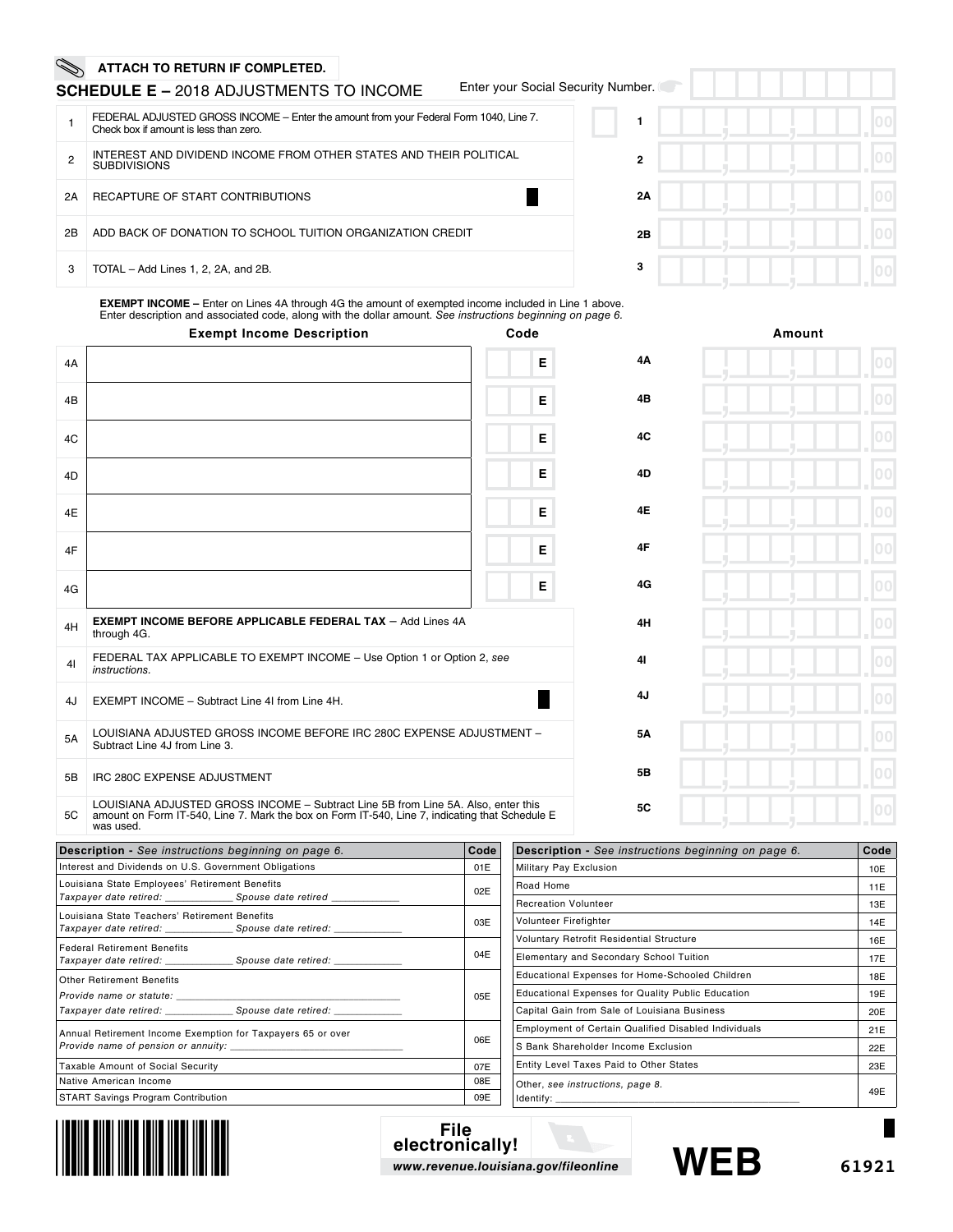ATTACH TO RETURN IF COMPLETED.

## SCHEDULE E – 2018 ADJUSTMENTS TO INCOME

Enter your Social Security Number.

| | | | |
|---|---|---|---|
| 1 | FEDERAL ADJUSTED GROSS INCOME – Enter the amount from your Federal Form 1040, Line 7. Check box if amount is less than zero. | 1 | .00 |
| 2 | INTEREST AND DIVIDEND INCOME FROM OTHER STATES AND THEIR POLITICAL SUBDIVISIONS | 2 | .00 |
| 2A | RECAPTURE OF START CONTRIBUTIONS | 2A | .00 |
| 2B | ADD BACK OF DONATION TO SCHOOL TUITION ORGANIZATION CREDIT | 2B | .00 |
| 3 | TOTAL – Add Lines 1, 2, 2A, and 2B. | 3 | .00 |

**EXEMPT INCOME –** Enter on Lines 4A through 4G the amount of exempted income included in Line 1 above. Enter description and associated code, along with the dollar amount. *See instructions beginning on page 6.*

| | Exempt Income Description | Code | | Amount |
|---|---|---|---|---|
| 4A | | E | 4A | .00 |
| 4B | | E | 4B | .00 |
| 4C | | E | 4C | .00 |
| 4D | | E | 4D | .00 |
| 4E | | E | 4E | .00 |
| 4F | | E | 4F | .00 |
| 4G | | E | 4G | .00 |
| 4H | **EXEMPT INCOME BEFORE APPLICABLE FEDERAL TAX** – Add Lines 4A through 4G. | | 4H | .00 |
| 4I | FEDERAL TAX APPLICABLE TO EXEMPT INCOME – Use Option 1 or Option 2, *see instructions.* | | 4I | .00 |
| 4J | EXEMPT INCOME – Subtract Line 4I from Line 4H. | | 4J | .00 |
| 5A | LOUISIANA ADJUSTED GROSS INCOME BEFORE IRC 280C EXPENSE ADJUSTMENT – Subtract Line 4J from Line 3. | | 5A | .00 |
| 5B | IRC 280C EXPENSE ADJUSTMENT | | 5B | .00 |
| 5C | LOUISIANA ADJUSTED GROSS INCOME – Subtract Line 5B from Line 5A. Also, enter this amount on Form IT-540, Line 7. Mark the box on Form IT-540, Line 7, indicating that Schedule E was used. | | 5C | .00 |

| Description - *See instructions beginning on page 6.* | Code |
|---|---|
| Interest and Dividends on U.S. Government Obligations | 01E |
| Louisiana State Employees' Retirement Benefits<br>*Taxpayer date retired: ____________ Spouse date retired ____________* | 02E |
| Louisiana State Teachers' Retirement Benefits<br>*Taxpayer date retired: ____________ Spouse date retired: ____________* | 03E |
| Federal Retirement Benefits<br>*Taxpayer date retired: ____________ Spouse date retired: ____________* | 04E |
| Other Retirement Benefits<br>*Provide name or statute: ____________*<br>*Taxpayer date retired: ____________ Spouse date retired: ____________* | 05E |
| Annual Retirement Income Exemption for Taxpayers 65 or over<br>*Provide name of pension or annuity: ____________* | 06E |
| Taxable Amount of Social Security | 07E |
| Native American Income | 08E |
| START Savings Program Contribution | 09E |

| Description - *See instructions beginning on page 6.* | Code |
|---|---|
| Military Pay Exclusion | 10E |
| Road Home | 11E |
| Recreation Volunteer | 13E |
| Volunteer Firefighter | 14E |
| Voluntary Retrofit Residential Structure | 16E |
| Elementary and Secondary School Tuition | 17E |
| Educational Expenses for Home-Schooled Children | 18E |
| Educational Expenses for Quality Public Education | 19E |
| Capital Gain from Sale of Louisiana Business | 20E |
| Employment of Certain Qualified Disabled Individuals | 21E |
| S Bank Shareholder Income Exclusion | 22E |
| Entity Level Taxes Paid to Other States | 23E |
| Other, *see instructions, page 8.*<br>Identify: ____________ | 49E |

File electronically!
www.revenue.louisiana.gov/fileonline

WEB

61921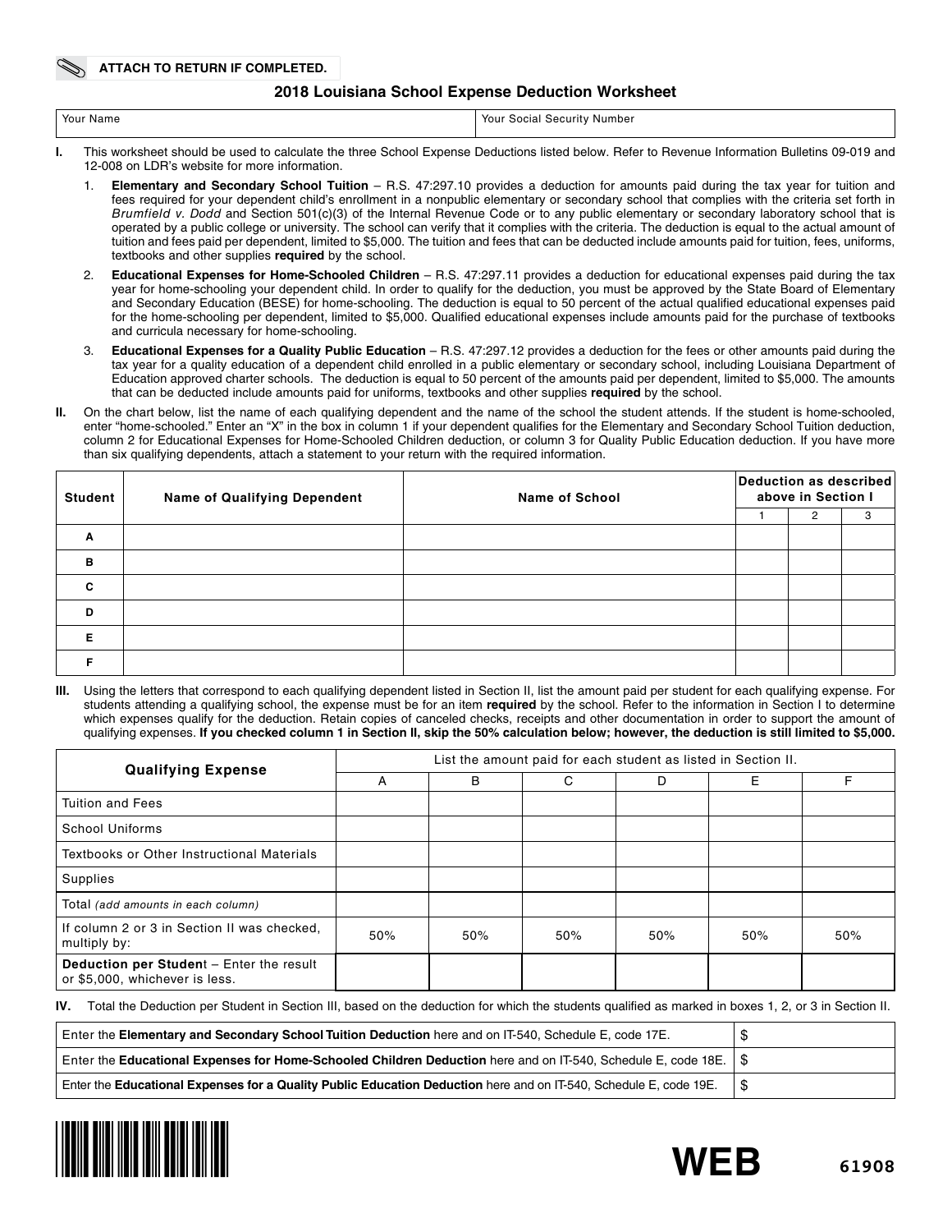**ATTACH TO RETURN IF COMPLETED.**

# 2018 Louisiana School Expense Deduction Worksheet

| Your Name | Your Social Security Number |
|---|---|
| | |

**I.** This worksheet should be used to calculate the three School Expense Deductions listed below. Refer to Revenue Information Bulletins 09-019 and 12-008 on LDR's website for more information.

1. **Elementary and Secondary School Tuition** – R.S. 47:297.10 provides a deduction for amounts paid during the tax year for tuition and fees required for your dependent child's enrollment in a nonpublic elementary or secondary school that complies with the criteria set forth in *Brumfield v. Dodd* and Section 501(c)(3) of the Internal Revenue Code or to any public elementary or secondary laboratory school that is operated by a public college or university. The school can verify that it complies with the criteria. The deduction is equal to the actual amount of tuition and fees paid per dependent, limited to $5,000. The tuition and fees that can be deducted include amounts paid for tuition, fees, uniforms, textbooks and other supplies **required** by the school.
2. **Educational Expenses for Home-Schooled Children** – R.S. 47:297.11 provides a deduction for educational expenses paid during the tax year for home-schooling your dependent child. In order to qualify for the deduction, you must be approved by the State Board of Elementary and Secondary Education (BESE) for home-schooling. The deduction is equal to 50 percent of the actual qualified educational expenses paid for the home-schooling per dependent, limited to $5,000. Qualified educational expenses include amounts paid for the purchase of textbooks and curricula necessary for home-schooling.
3. **Educational Expenses for a Quality Public Education** – R.S. 47:297.12 provides a deduction for the fees or other amounts paid during the tax year for a quality education of a dependent child enrolled in a public elementary or secondary school, including Louisiana Department of Education approved charter schools. The deduction is equal to 50 percent of the amounts paid per dependent, limited to $5,000. The amounts that can be deducted include amounts paid for uniforms, textbooks and other supplies **required** by the school.

**II.** On the chart below, list the name of each qualifying dependent and the name of the school the student attends. If the student is home-schooled, enter "home-schooled." Enter an "X" in the box in column 1 if your dependent qualifies for the Elementary and Secondary School Tuition deduction, column 2 for Educational Expenses for Home-Schooled Children deduction, or column 3 for Quality Public Education deduction. If you have more than six qualifying dependents, attach a statement to your return with the required information.

| Student | Name of Qualifying Dependent | Name of School | Deduction as described above in Section I | | |
|---|---|---|---|---|---|
| | | | 1 | 2 | 3 |
| A | | | | | |
| B | | | | | |
| C | | | | | |
| D | | | | | |
| E | | | | | |
| F | | | | | |

**III.** Using the letters that correspond to each qualifying dependent listed in Section II, list the amount paid per student for each qualifying expense. For students attending a qualifying school, the expense must be for an item **required** by the school. Refer to the information in Section I to determine which expenses qualify for the deduction. Retain copies of canceled checks, receipts and other documentation in order to support the amount of qualifying expenses. **If you checked column 1 in Section II, skip the 50% calculation below; however, the deduction is still limited to $5,000.**

| Qualifying Expense | List the amount paid for each student as listed in Section II. | | | | | |
|---|---|---|---|---|---|---|
| | A | B | C | D | E | F |
| Tuition and Fees | | | | | | |
| School Uniforms | | | | | | |
| Textbooks or Other Instructional Materials | | | | | | |
| Supplies | | | | | | |
| Total *(add amounts in each column)* | | | | | | |
| If column 2 or 3 in Section II was checked, multiply by: | 50% | 50% | 50% | 50% | 50% | 50% |
| **Deduction per Student** – Enter the result or $5,000, whichever is less. | | | | | | |

**IV.** Total the Deduction per Student in Section III, based on the deduction for which the students qualified as marked in boxes 1, 2, or 3 in Section II.

| | |
|---|---|
| Enter the **Elementary and Secondary School Tuition Deduction** here and on IT-540, Schedule E, code 17E. | $ |
| Enter the **Educational Expenses for Home-Schooled Children Deduction** here and on IT-540, Schedule E, code 18E. | $ |
| Enter the **Educational Expenses for a Quality Public Education Deduction** here and on IT-540, Schedule E, code 19E. | $ |

WEB 61908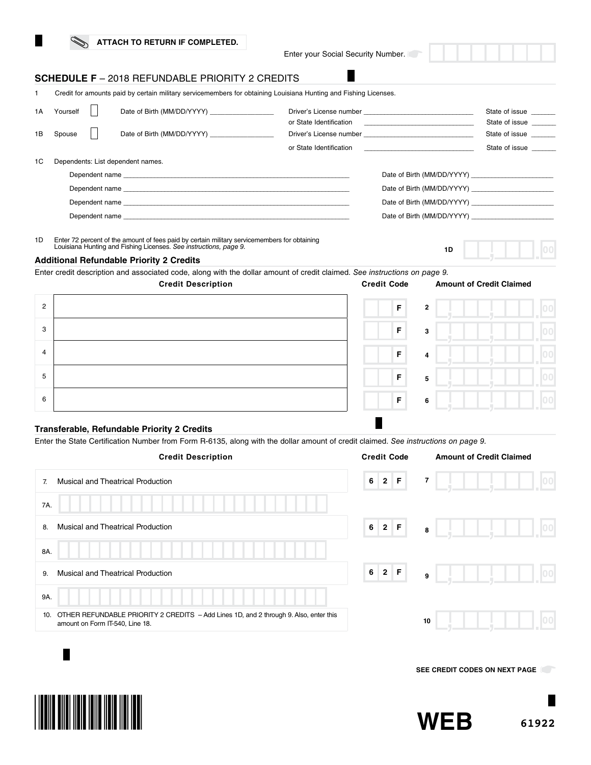ATTACH TO RETURN IF COMPLETED.

Enter your Social Security Number.

## SCHEDULE F – 2018 REFUNDABLE PRIORITY 2 CREDITS

1 Credit for amounts paid by certain military servicemembers for obtaining Louisiana Hunting and Fishing Licenses.

1A Yourself ☐ Date of Birth (MM/DD/YYYY) ________________ Driver's License number ____________________________ State of issue ______
or State Identification ____________________________ State of issue ______

1B Spouse ☐ Date of Birth (MM/DD/YYYY) ________________ Driver's License number ____________________________ State of issue ______
or State Identification ____________________________ State of issue ______

1C Dependents: List dependent names.

Dependent name ____________________________ Date of Birth (MM/DD/YYYY) ____________________

Dependent name ____________________________ Date of Birth (MM/DD/YYYY) ____________________

Dependent name ____________________________ Date of Birth (MM/DD/YYYY) ____________________

Dependent name ____________________________ Date of Birth (MM/DD/YYYY) ____________________

1D Enter 72 percent of the amount of fees paid by certain military servicemembers for obtaining Louisiana Hunting and Fishing Licenses. *See instructions, page 9.* **1D** ____ .00

### Additional Refundable Priority 2 Credits

Enter credit description and associated code, along with the dollar amount of credit claimed. *See instructions on page 9.*

| | Credit Description | Credit Code | | Amount of Credit Claimed |
|---|---|---|---|---|
| 2 | | F | 2 | .00 |
| 3 | | F | 3 | .00 |
| 4 | | F | 4 | .00 |
| 5 | | F | 5 | .00 |
| 6 | | F | 6 | .00 |

### Transferable, Refundable Priority 2 Credits

Enter the State Certification Number from Form R-6135, along with the dollar amount of credit claimed. *See instructions on page 9.*

| | Credit Description | Credit Code | | Amount of Credit Claimed |
|---|---|---|---|---|
| 7. | Musical and Theatrical Production | 62F | 7 | .00 |
| 7A. | | | | |
| 8. | Musical and Theatrical Production | 62F | 8 | .00 |
| 8A. | | | | |
| 9. | Musical and Theatrical Production | 62F | 9 | .00 |
| 9A. | | | | |
| 10. | OTHER REFUNDABLE PRIORITY 2 CREDITS – Add Lines 1D, and 2 through 9. Also, enter this amount on Form IT-540, Line 18. | | 10 | .00 |

SEE CREDIT CODES ON NEXT PAGE

WEB 61922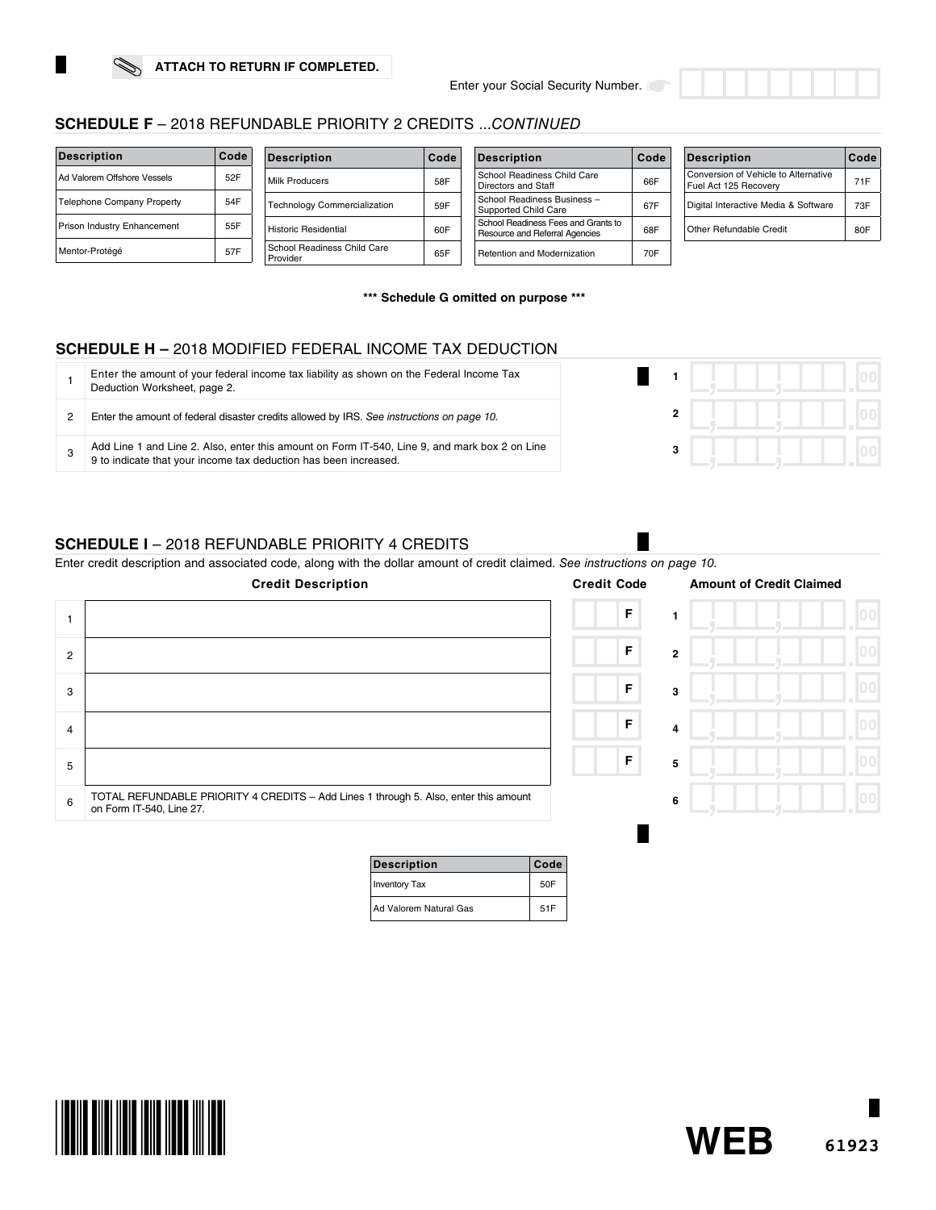ATTACH TO RETURN IF COMPLETED.

Enter your Social Security Number.

## SCHEDULE F – 2018 REFUNDABLE PRIORITY 2 CREDITS ...*CONTINUED*

| Description | Code |
|---|---|
| Ad Valorem Offshore Vessels | 52F |
| Telephone Company Property | 54F |
| Prison Industry Enhancement | 55F |
| Mentor-Protégé | 57F |

| Description | Code |
|---|---|
| Milk Producers | 58F |
| Technology Commercialization | 59F |
| Historic Residential | 60F |
| School Readiness Child Care Provider | 65F |

| Description | Code |
|---|---|
| School Readiness Child Care Directors and Staff | 66F |
| School Readiness Business – Supported Child Care | 67F |
| School Readiness Fees and Grants to Resource and Referral Agencies | 68F |
| Retention and Modernization | 70F |

| Description | Code |
|---|---|
| Conversion of Vehicle to Alternative Fuel Act 125 Recovery | 71F |
| Digital Interactive Media & Software | 73F |
| Other Refundable Credit | 80F |

**\*\*\* Schedule G omitted on purpose \*\*\***

## SCHEDULE H – 2018 MODIFIED FEDERAL INCOME TAX DEDUCTION

| | | | |
|---|---|---|---|
| 1 | Enter the amount of your federal income tax liability as shown on the Federal Income Tax Deduction Worksheet, page 2. | 1 | .00 |
| 2 | Enter the amount of federal disaster credits allowed by IRS. *See instructions on page 10.* | 2 | .00 |
| 3 | Add Line 1 and Line 2. Also, enter this amount on Form IT-540, Line 9, and mark box 2 on Line 9 to indicate that your income tax deduction has been increased. | 3 | .00 |

## SCHEDULE I – 2018 REFUNDABLE PRIORITY 4 CREDITS

Enter credit description and associated code, along with the dollar amount of credit claimed. *See instructions on page 10.*

| | Credit Description | Credit Code | | Amount of Credit Claimed |
|---|---|---|---|---|
| 1 | | F | 1 | .00 |
| 2 | | F | 2 | .00 |
| 3 | | F | 3 | .00 |
| 4 | | F | 4 | .00 |
| 5 | | F | 5 | .00 |
| 6 | TOTAL REFUNDABLE PRIORITY 4 CREDITS – Add Lines 1 through 5. Also, enter this amount on Form IT-540, Line 27. | | 6 | .00 |

| Description | Code |
|---|---|
| Inventory Tax | 50F |
| Ad Valorem Natural Gas | 51F |

WEB 61923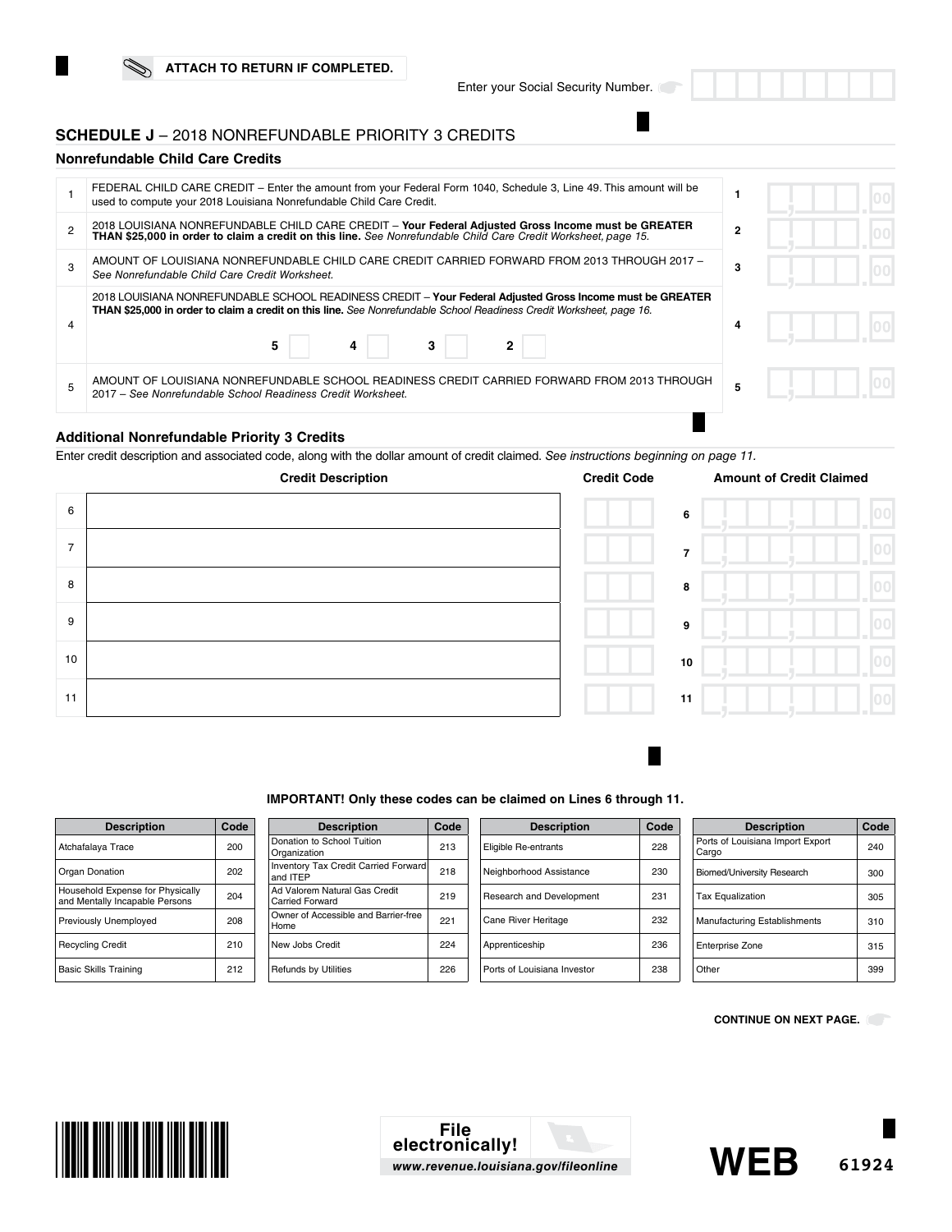ATTACH TO RETURN IF COMPLETED.

Enter your Social Security Number.

## SCHEDULE J – 2018 NONREFUNDABLE PRIORITY 3 CREDITS

### Nonrefundable Child Care Credits

| | | | |
|---|---|---|---|
| 1 | FEDERAL CHILD CARE CREDIT – Enter the amount from your Federal Form 1040, Schedule 3, Line 49. This amount will be used to compute your 2018 Louisiana Nonrefundable Child Care Credit. | 1 | .00 |
| 2 | 2018 LOUISIANA NONREFUNDABLE CHILD CARE CREDIT – **Your Federal Adjusted Gross Income must be GREATER THAN $25,000 in order to claim a credit on this line.** *See Nonrefundable Child Care Credit Worksheet, page 15.* | 2 | .00 |
| 3 | AMOUNT OF LOUISIANA NONREFUNDABLE CHILD CARE CREDIT CARRIED FORWARD FROM 2013 THROUGH 2017 – *See Nonrefundable Child Care Credit Worksheet.* | 3 | .00 |
| 4 | 2018 LOUISIANA NONREFUNDABLE SCHOOL READINESS CREDIT – **Your Federal Adjusted Gross Income must be GREATER THAN $25,000 in order to claim a credit on this line.** *See Nonrefundable School Readiness Credit Worksheet, page 16.* 5 ☐ 4 ☐ 3 ☐ 2 ☐ | 4 | .00 |
| 5 | AMOUNT OF LOUISIANA NONREFUNDABLE SCHOOL READINESS CREDIT CARRIED FORWARD FROM 2013 THROUGH 2017 – *See Nonrefundable School Readiness Credit Worksheet.* | 5 | .00 |

### Additional Nonrefundable Priority 3 Credits

Enter credit description and associated code, along with the dollar amount of credit claimed. *See instructions beginning on page 11.*

| | Credit Description | Credit Code | | Amount of Credit Claimed |
|---|---|---|---|---|
| 6 | | | 6 | .00 |
| 7 | | | 7 | .00 |
| 8 | | | 8 | .00 |
| 9 | | | 9 | .00 |
| 10 | | | 10 | .00 |
| 11 | | | 11 | .00 |

**IMPORTANT! Only these codes can be claimed on Lines 6 through 11.**

| Description | Code | Description | Code | Description | Code | Description | Code |
|---|---|---|---|---|---|---|---|
| Atchafalaya Trace | 200 | Donation to School Tuition Organization | 213 | Eligible Re-entrants | 228 | Ports of Louisiana Import Export Cargo | 240 |
| Organ Donation | 202 | Inventory Tax Credit Carried Forward and ITEP | 218 | Neighborhood Assistance | 230 | Biomed/University Research | 300 |
| Household Expense for Physically and Mentally Incapable Persons | 204 | Ad Valorem Natural Gas Credit Carried Forward | 219 | Research and Development | 231 | Tax Equalization | 305 |
| Previously Unemployed | 208 | Owner of Accessible and Barrier-free Home | 221 | Cane River Heritage | 232 | Manufacturing Establishments | 310 |
| Recycling Credit | 210 | New Jobs Credit | 224 | Apprenticeship | 236 | Enterprise Zone | 315 |
| Basic Skills Training | 212 | Refunds by Utilities | 226 | Ports of Louisiana Investor | 238 | Other | 399 |

**CONTINUE ON NEXT PAGE.**

**File electronically!**
*www.revenue.louisiana.gov/fileonline*

**WEB** 61924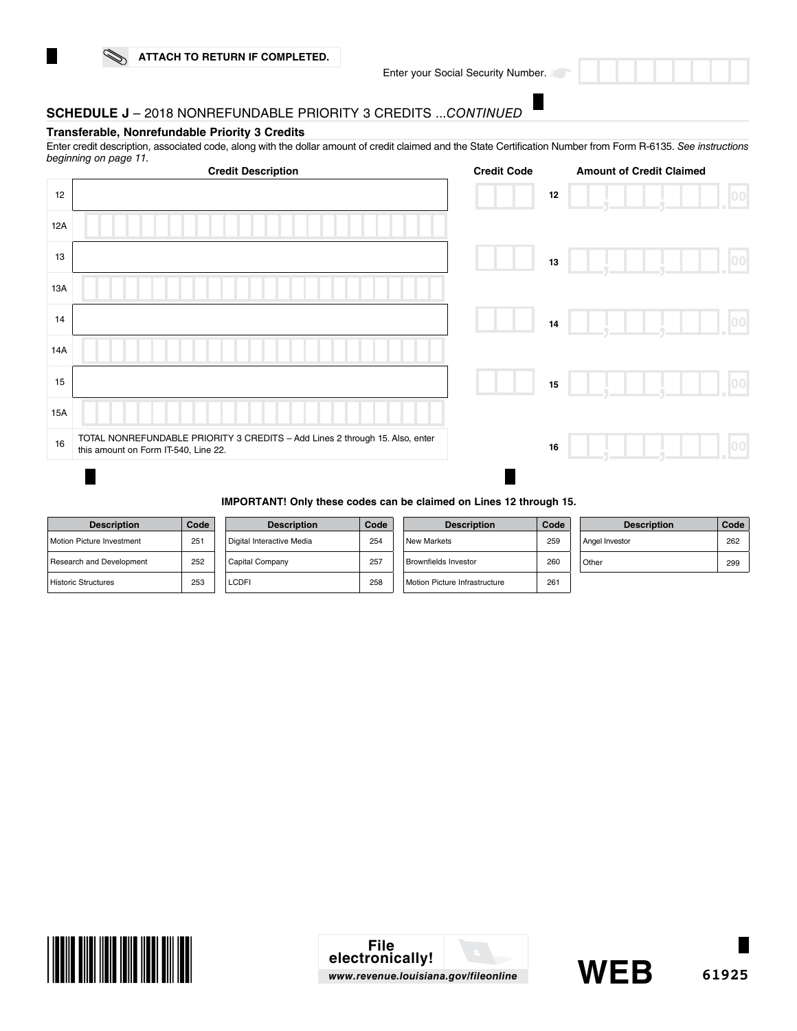ATTACH TO RETURN IF COMPLETED.

Enter your Social Security Number.

## SCHEDULE J – 2018 NONREFUNDABLE PRIORITY 3 CREDITS ...*CONTINUED*

### Transferable, Nonrefundable Priority 3 Credits

Enter credit description, associated code, along with the dollar amount of credit claimed and the State Certification Number from Form R-6135. *See instructions beginning on page 11.*

| | Credit Description | Credit Code | | Amount of Credit Claimed |
|---|---|---|---|---|
| 12 | | | 12 | .00 |
| 12A | | | | |
| 13 | | | 13 | .00 |
| 13A | | | | |
| 14 | | | 14 | .00 |
| 14A | | | | |
| 15 | | | 15 | .00 |
| 15A | | | | |
| 16 | TOTAL NONREFUNDABLE PRIORITY 3 CREDITS – Add Lines 2 through 15. Also, enter this amount on Form IT-540, Line 22. | | 16 | .00 |

**IMPORTANT! Only these codes can be claimed on Lines 12 through 15.**

| Description | Code | Description | Code | Description | Code | Description | Code |
|---|---|---|---|---|---|---|---|
| Motion Picture Investment | 251 | Digital Interactive Media | 254 | New Markets | 259 | Angel Investor | 262 |
| Research and Development | 252 | Capital Company | 257 | Brownfields Investor | 260 | Other | 299 |
| Historic Structures | 253 | LCDFI | 258 | Motion Picture Infrastructure | 261 | | |

File electronically!
www.revenue.louisiana.gov/fileonline

WEB

61925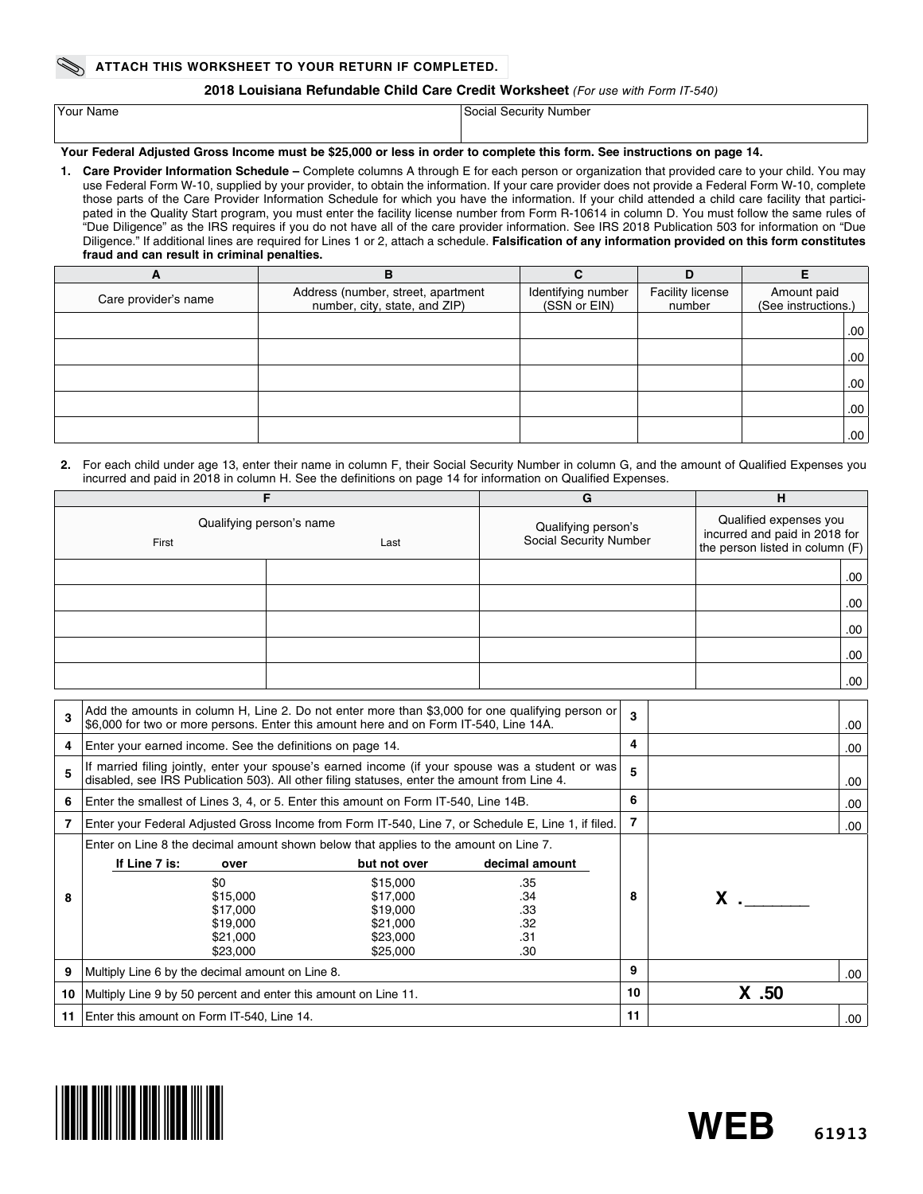**ATTACH THIS WORKSHEET TO YOUR RETURN IF COMPLETED.**

## 2018 Louisiana Refundable Child Care Credit Worksheet *(For use with Form IT-540)*

| Your Name | Social Security Number |
|---|---|
| | |

**Your Federal Adjusted Gross Income must be $25,000 or less in order to complete this form. See instructions on page 14.**

1. **Care Provider Information Schedule –** Complete columns A through E for each person or organization that provided care to your child. You may use Federal Form W-10, supplied by your provider, to obtain the information. If your care provider does not provide a Federal Form W-10, complete those parts of the Care Provider Information Schedule for which you have the information. If your child attended a child care facility that participated in the Quality Start program, you must enter the facility license number from Form R-10614 in column D. You must follow the same rules of "Due Diligence" as the IRS requires if you do not have all of the care provider information. See IRS 2018 Publication 503 for information on "Due Diligence." If additional lines are required for Lines 1 or 2, attach a schedule. **Falsification of any information provided on this form constitutes fraud and can result in criminal penalties.**

| A | B | C | D | E |
|---|---|---|---|---|
| Care provider's name | Address (number, street, apartment number, city, state, and ZIP) | Identifying number (SSN or EIN) | Facility license number | Amount paid (See instructions.) |
| | | | | .00 |
| | | | | .00 |
| | | | | .00 |
| | | | | .00 |
| | | | | .00 |

2. For each child under age 13, enter their name in column F, their Social Security Number in column G, and the amount of Qualified Expenses you incurred and paid in 2018 in column H. See the definitions on page 14 for information on Qualified Expenses.

| F | | G | H |
|---|---|---|---|
| Qualifying person's name First | Last | Qualifying person's Social Security Number | Qualified expenses you incurred and paid in 2018 for the person listed in column (F) |
| | | | .00 |
| | | | .00 |
| | | | .00 |
| | | | .00 |
| | | | .00 |

| | | | |
|---|---|---|---|
| 3 | Add the amounts in column H, Line 2. Do not enter more than $3,000 for one qualifying person or $6,000 for two or more persons. Enter this amount here and on Form IT-540, Line 14A. | 3 | .00 |
| 4 | Enter your earned income. See the definitions on page 14. | 4 | .00 |
| 5 | If married filing jointly, enter your spouse's earned income (if your spouse was a student or was disabled, see IRS Publication 503). All other filing statuses, enter the amount from Line 4. | 5 | .00 |
| 6 | Enter the smallest of Lines 3, 4, or 5. Enter this amount on Form IT-540, Line 14B. | 6 | .00 |
| 7 | Enter your Federal Adjusted Gross Income from Form IT-540, Line 7, or Schedule E, Line 1, if filed. | 7 | .00 |
| 8 | Enter on Line 8 the decimal amount shown below that applies to the amount on Line 7. | 8 | X .______ |
| 9 | Multiply Line 6 by the decimal amount on Line 8. | 9 | .00 |
| 10 | Multiply Line 9 by 50 percent and enter this amount on Line 11. | 10 | X .50 |
| 11 | Enter this amount on Form IT-540, Line 14. | 11 | .00 |

Line 8 table:

| If Line 7 is: over | but not over | decimal amount |
|---|---|---|
| $0 | $15,000 | .35 |
| $15,000 | $17,000 | .34 |
| $17,000 | $19,000 | .33 |
| $19,000 | $21,000 | .32 |
| $21,000 | $23,000 | .31 |
| $23,000 | $25,000 | .30 |

WEB 61913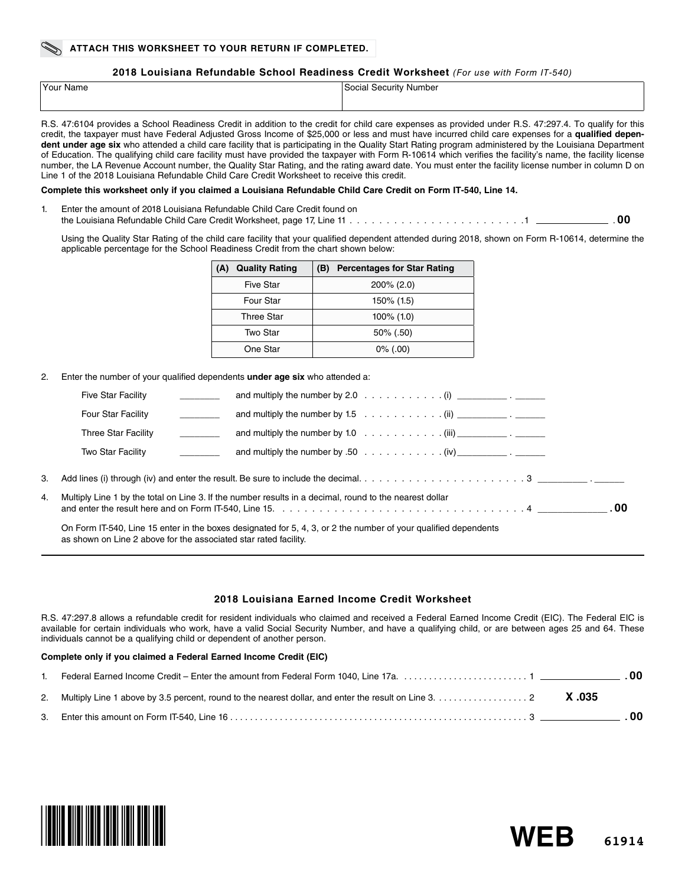**ATTACH THIS WORKSHEET TO YOUR RETURN IF COMPLETED.**

## 2018 Louisiana Refundable School Readiness Credit Worksheet *(For use with Form IT-540)*

| Your Name | Social Security Number |
|---|---|
| | |

R.S. 47:6104 provides a School Readiness Credit in addition to the credit for child care expenses as provided under R.S. 47:297.4. To qualify for this credit, the taxpayer must have Federal Adjusted Gross Income of $25,000 or less and must have incurred child care expenses for a **qualified dependent under age six** who attended a child care facility that is participating in the Quality Start Rating program administered by the Louisiana Department of Education. The qualifying child care facility must have provided the taxpayer with Form R-10614 which verifies the facility's name, the facility license number, the LA Revenue Account number, the Quality Star Rating, and the rating award date. You must enter the facility license number in column D on Line 1 of the 2018 Louisiana Refundable Child Care Credit Worksheet to receive this credit.

**Complete this worksheet only if you claimed a Louisiana Refundable Child Care Credit on Form IT-540, Line 14.**

1. Enter the amount of 2018 Louisiana Refundable Child Care Credit found on the Louisiana Refundable Child Care Credit Worksheet, page 17, Line 11 . . . . . . . . . . . . . . . . . . . . . . . . .1 ____________ **.00**

   Using the Quality Star Rating of the child care facility that your qualified dependent attended during 2018, shown on Form R-10614, determine the applicable percentage for the School Readiness Credit from the chart shown below:

| (A) Quality Rating | (B) Percentages for Star Rating |
|---|---|
| Five Star | 200% (2.0) |
| Four Star | 150% (1.5) |
| Three Star | 100% (1.0) |
| Two Star | 50% (.50) |
| One Star | 0% (.00) |

2. Enter the number of your qualified dependents **under age six** who attended a:

   Five Star Facility ________ and multiply the number by 2.0 . . . . . . . . . . . (i) __________ . ______

   Four Star Facility ________ and multiply the number by 1.5 . . . . . . . . . . . (ii) __________ . ______

   Three Star Facility ________ and multiply the number by 1.0 . . . . . . . . . . . (iii) __________ . ______

   Two Star Facility ________ and multiply the number by .50 . . . . . . . . . . . (iv) __________ . ______

3. Add lines (i) through (iv) and enter the result. Be sure to include the decimal. . . . . . . . . . . . . . . . . . . . . . . . 3 __________ . ______

4. Multiply Line 1 by the total on Line 3. If the number results in a decimal, round to the nearest dollar and enter the result here and on Form IT-540, Line 15. . . . . . . . . . . . . . . . . . . . . . . . . . . . . . . . . . . . 4 ____________ **.00**

   On Form IT-540, Line 15 enter in the boxes designated for 5, 4, 3, or 2 the number of your qualified dependents as shown on Line 2 above for the associated star rated facility.

## 2018 Louisiana Earned Income Credit Worksheet

R.S. 47:297.8 allows a refundable credit for resident individuals who claimed and received a Federal Earned Income Credit (EIC). The Federal EIC is available for certain individuals who work, have a valid Social Security Number, and have a qualifying child, or are between ages 25 and 64. These individuals cannot be a qualifying child or dependent of another person.

**Complete only if you claimed a Federal Earned Income Credit (EIC)**

1. Federal Earned Income Credit – Enter the amount from Federal Form 1040, Line 17a. . . . . . . . . . . . . . . . . . . . . . . . . 1 ____________ **.00**
2. Multiply Line 1 above by 3.5 percent, round to the nearest dollar, and enter the result on Line 3. . . . . . . . . . . . . . . . . . 2 **X .035**
3. Enter this amount on Form IT-540, Line 16 . . . . . . . . . . . . . . . . . . . . . . . . . . . . . . . . . . . . . . . . . . . . . . . . . . . . . . 3 ____________ **.00**

**WEB** 61914